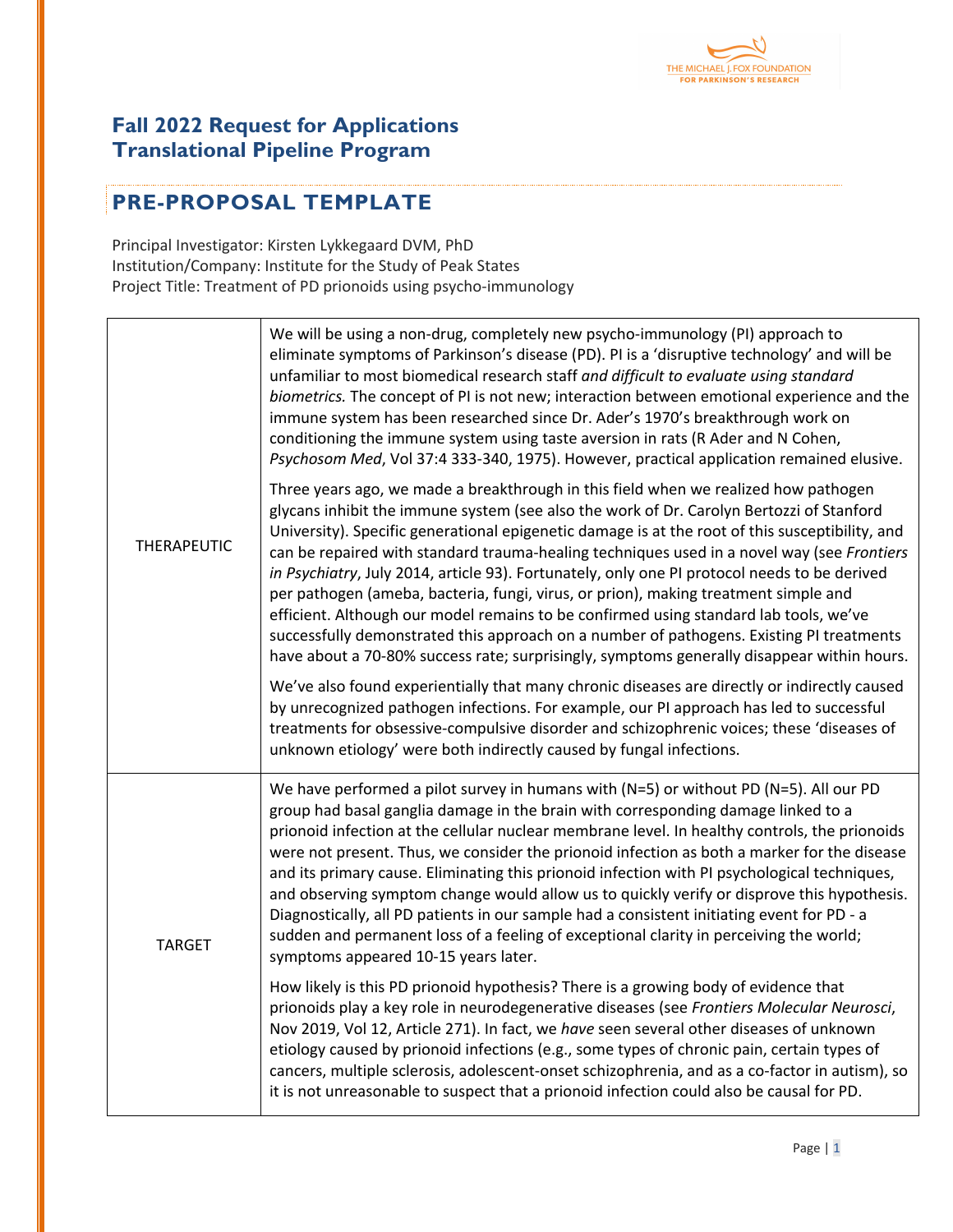## Fall 2022 Request for Applications
## Translational Pipeline Program

# PRE-PROPOSAL TEMPLATE

Principal Investigator: Kirsten Lykkegaard DVM, PhD
Institution/Company: Institute for the Study of Peak States
Project Title: Treatment of PD prionoids using psycho-immunology

| | |
|---|---|
| THERAPEUTIC | We will be using a non-drug, completely new psycho-immunology (PI) approach to eliminate symptoms of Parkinson's disease (PD). PI is a 'disruptive technology' and will be unfamiliar to most biomedical research staff *and difficult to evaluate using standard biometrics.* The concept of PI is not new; interaction between emotional experience and the immune system has been researched since Dr. Ader's 1970's breakthrough work on conditioning the immune system using taste aversion in rats (R Ader and N Cohen, *Psychosom Med*, Vol 37:4 333-340, 1975). However, practical application remained elusive.<br><br>Three years ago, we made a breakthrough in this field when we realized how pathogen glycans inhibit the immune system (see also the work of Dr. Carolyn Bertozzi of Stanford University). Specific generational epigenetic damage is at the root of this susceptibility, and can be repaired with standard trauma-healing techniques used in a novel way (see *Frontiers in Psychiatry*, July 2014, article 93). Fortunately, only one PI protocol needs to be derived per pathogen (ameba, bacteria, fungi, virus, or prion), making treatment simple and efficient. Although our model remains to be confirmed using standard lab tools, we've successfully demonstrated this approach on a number of pathogens. Existing PI treatments have about a 70-80% success rate; surprisingly, symptoms generally disappear within hours.<br><br>We've also found experientially that many chronic diseases are directly or indirectly caused by unrecognized pathogen infections. For example, our PI approach has led to successful treatments for obsessive-compulsive disorder and schizophrenic voices; these 'diseases of unknown etiology' were both indirectly caused by fungal infections. |
| TARGET | We have performed a pilot survey in humans with (N=5) or without PD (N=5). All our PD group had basal ganglia damage in the brain with corresponding damage linked to a prionoid infection at the cellular nuclear membrane level. In healthy controls, the prionoids were not present. Thus, we consider the prionoid infection as both a marker for the disease and its primary cause. Eliminating this prionoid infection with PI psychological techniques, and observing symptom change would allow us to quickly verify or disprove this hypothesis. Diagnostically, all PD patients in our sample had a consistent initiating event for PD - a sudden and permanent loss of a feeling of exceptional clarity in perceiving the world; symptoms appeared 10-15 years later.<br><br>How likely is this PD prionoid hypothesis? There is a growing body of evidence that prionoids play a key role in neurodegenerative diseases (see *Frontiers Molecular Neurosci*, Nov 2019, Vol 12, Article 271). In fact, we *have* seen several other diseases of unknown etiology caused by prionoid infections (e.g., some types of chronic pain, certain types of cancers, multiple sclerosis, adolescent-onset schizophrenia, and as a co-factor in autism), so it is not unreasonable to suspect that a prionoid infection could also be causal for PD. |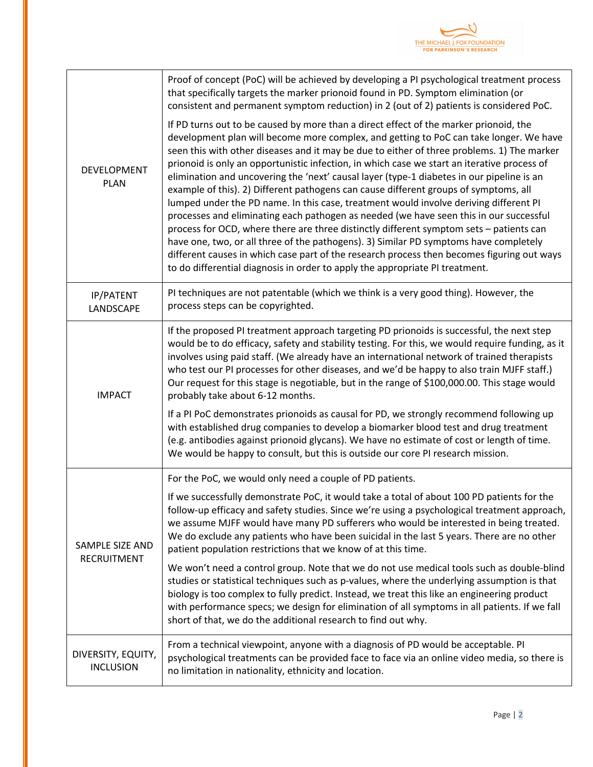| | |
|---|---|
| DEVELOPMENT PLAN | Proof of concept (PoC) will be achieved by developing a PI psychological treatment process that specifically targets the marker prionoid found in PD. Symptom elimination (or consistent and permanent symptom reduction) in 2 (out of 2) patients is considered PoC.<br><br>If PD turns out to be caused by more than a direct effect of the marker prionoid, the development plan will become more complex, and getting to PoC can take longer. We have seen this with other diseases and it may be due to either of three problems. 1) The marker prionoid is only an opportunistic infection, in which case we start an iterative process of elimination and uncovering the 'next' causal layer (type-1 diabetes in our pipeline is an example of this). 2) Different pathogens can cause different groups of symptoms, all lumped under the PD name. In this case, treatment would involve deriving different PI processes and eliminating each pathogen as needed (we have seen this in our successful process for OCD, where there are three distinctly different symptom sets – patients can have one, two, or all three of the pathogens). 3) Similar PD symptoms have completely different causes in which case part of the research process then becomes figuring out ways to do differential diagnosis in order to apply the appropriate PI treatment. |
| IP/PATENT LANDSCAPE | PI techniques are not patentable (which we think is a very good thing). However, the process steps can be copyrighted. |
| IMPACT | If the proposed PI treatment approach targeting PD prionoids is successful, the next step would be to do efficacy, safety and stability testing. For this, we would require funding, as it involves using paid staff. (We already have an international network of trained therapists who test our PI processes for other diseases, and we'd be happy to also train MJFF staff.) Our request for this stage is negotiable, but in the range of $100,000.00. This stage would probably take about 6-12 months.<br><br>If a PI PoC demonstrates prionoids as causal for PD, we strongly recommend following up with established drug companies to develop a biomarker blood test and drug treatment (e.g. antibodies against prionoid glycans). We have no estimate of cost or length of time. We would be happy to consult, but this is outside our core PI research mission. |
| SAMPLE SIZE AND RECRUITMENT | For the PoC, we would only need a couple of PD patients.<br><br>If we successfully demonstrate PoC, it would take a total of about 100 PD patients for the follow-up efficacy and safety studies. Since we're using a psychological treatment approach, we assume MJFF would have many PD sufferers who would be interested in being treated. We do exclude any patients who have been suicidal in the last 5 years. There are no other patient population restrictions that we know of at this time.<br><br>We won't need a control group. Note that we do not use medical tools such as double-blind studies or statistical techniques such as p-values, where the underlying assumption is that biology is too complex to fully predict. Instead, we treat this like an engineering product with performance specs; we design for elimination of all symptoms in all patients. If we fall short of that, we do the additional research to find out why. |
| DIVERSITY, EQUITY, INCLUSION | From a technical viewpoint, anyone with a diagnosis of PD would be acceptable. PI psychological treatments can be provided face to face via an online video media, so there is no limitation in nationality, ethnicity and location. |